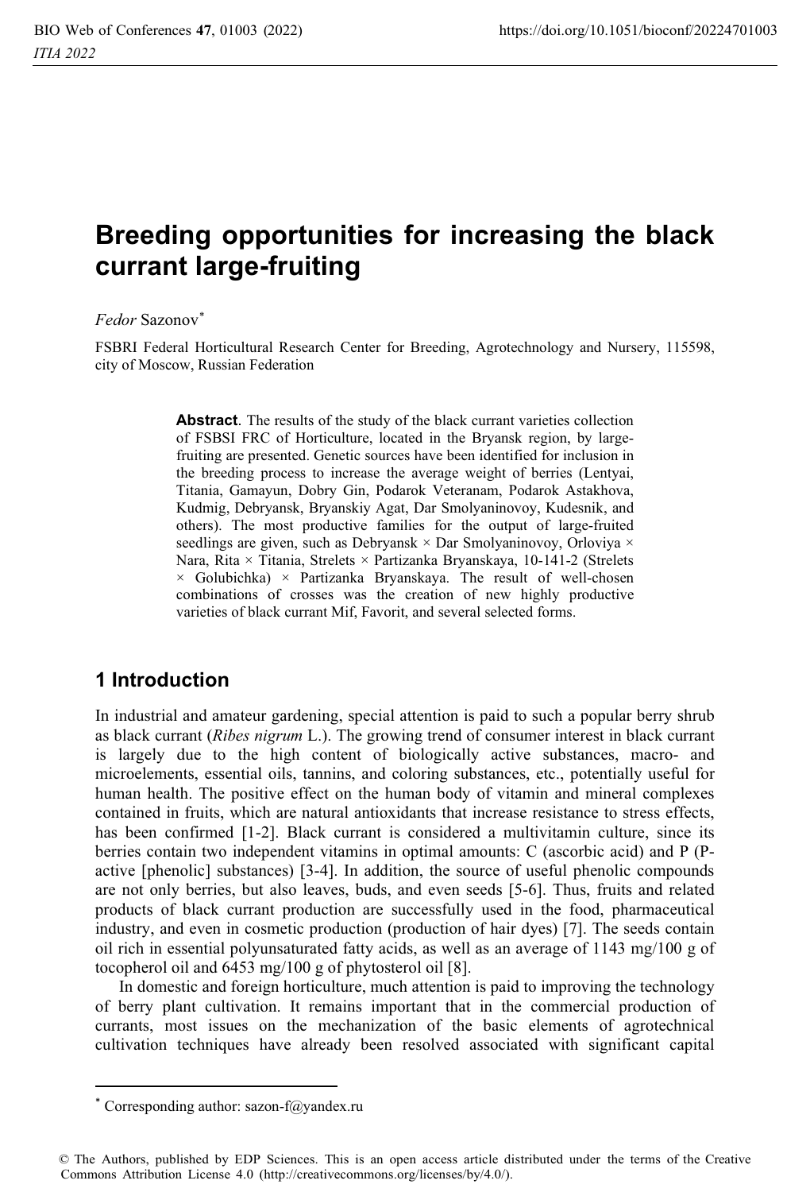# Breeding opportunities for increasing the black currant large-fruiting

*Fedor* Sazonov*

FSBRI Federal Horticultural Research Center for Breeding, Agrotechnology and Nursery, 115598, city of Moscow, Russian Federation

> **Abstract**. The results of the study of the black currant varieties collection of FSBSI FRC of Horticulture, located in the Bryansk region, by large-fruiting are presented. Genetic sources have been identified for inclusion in the breeding process to increase the average weight of berries (Lentyai, Titania, Gamayun, Dobry Gin, Podarok Veteranam, Podarok Astakhova, Kudmig, Debryansk, Bryanskiy Agat, Dar Smolyaninovoy, Kudesnik, and others). The most productive families for the output of large-fruited seedlings are given, such as Debryansk × Dar Smolyaninovoy, Orloviya × Nara, Rita × Titania, Strelets × Partizanka Bryanskaya, 10-141-2 (Strelets × Golubichka) × Partizanka Bryanskaya. The result of well-chosen combinations of crosses was the creation of new highly productive varieties of black currant Mif, Favorit, and several selected forms.

## 1 Introduction

In industrial and amateur gardening, special attention is paid to such a popular berry shrub as black currant (*Ribes nigrum* L.). The growing trend of consumer interest in black currant is largely due to the high content of biologically active substances, macro- and microelements, essential oils, tannins, and coloring substances, etc., potentially useful for human health. The positive effect on the human body of vitamin and mineral complexes contained in fruits, which are natural antioxidants that increase resistance to stress effects, has been confirmed [1-2]. Black currant is considered a multivitamin culture, since its berries contain two independent vitamins in optimal amounts: C (ascorbic acid) and P (P-active [phenolic] substances) [3-4]. In addition, the source of useful phenolic compounds are not only berries, but also leaves, buds, and even seeds [5-6]. Thus, fruits and related products of black currant production are successfully used in the food, pharmaceutical industry, and even in cosmetic production (production of hair dyes) [7]. The seeds contain oil rich in essential polyunsaturated fatty acids, as well as an average of 1143 mg/100 g of tocopherol oil and 6453 mg/100 g of phytosterol oil [8].

In domestic and foreign horticulture, much attention is paid to improving the technology of berry plant cultivation. It remains important that in the commercial production of currants, most issues on the mechanization of the basic elements of agrotechnical cultivation techniques have already been resolved associated with significant capital

---

* Corresponding author: sazon-f@yandex.ru

© The Authors, published by EDP Sciences. This is an open access article distributed under the terms of the Creative Commons Attribution License 4.0 (http://creativecommons.org/licenses/by/4.0/).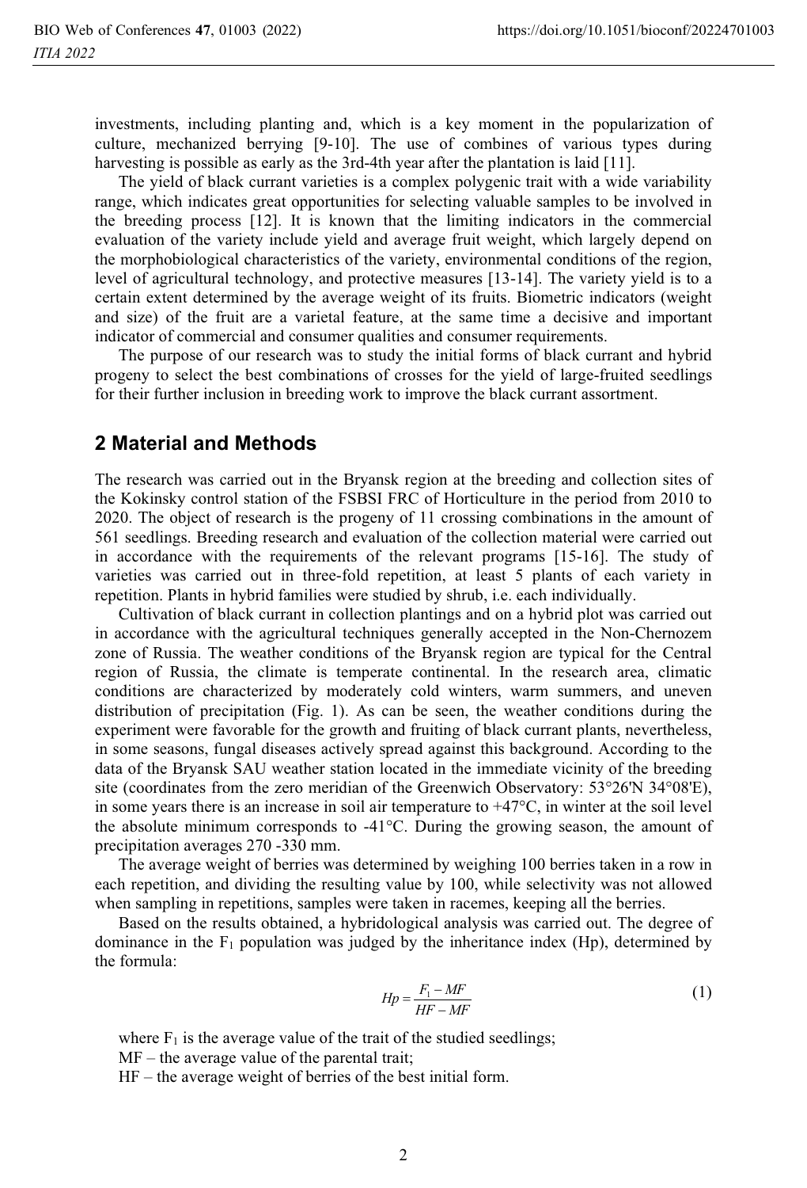investments, including planting and, which is a key moment in the popularization of culture, mechanized berrying [9-10]. The use of combines of various types during harvesting is possible as early as the 3rd-4th year after the plantation is laid [11].

The yield of black currant varieties is a complex polygenic trait with a wide variability range, which indicates great opportunities for selecting valuable samples to be involved in the breeding process [12]. It is known that the limiting indicators in the commercial evaluation of the variety include yield and average fruit weight, which largely depend on the morphobiological characteristics of the variety, environmental conditions of the region, level of agricultural technology, and protective measures [13-14]. The variety yield is to a certain extent determined by the average weight of its fruits. Biometric indicators (weight and size) of the fruit are a varietal feature, at the same time a decisive and important indicator of commercial and consumer qualities and consumer requirements.

The purpose of our research was to study the initial forms of black currant and hybrid progeny to select the best combinations of crosses for the yield of large-fruited seedlings for their further inclusion in breeding work to improve the black currant assortment.

## 2 Material and Methods

The research was carried out in the Bryansk region at the breeding and collection sites of the Kokinsky control station of the FSBSI FRC of Horticulture in the period from 2010 to 2020. The object of research is the progeny of 11 crossing combinations in the amount of 561 seedlings. Breeding research and evaluation of the collection material were carried out in accordance with the requirements of the relevant programs [15-16]. The study of varieties was carried out in three-fold repetition, at least 5 plants of each variety in repetition. Plants in hybrid families were studied by shrub, i.e. each individually.

Cultivation of black currant in collection plantings and on a hybrid plot was carried out in accordance with the agricultural techniques generally accepted in the Non-Chernozem zone of Russia. The weather conditions of the Bryansk region are typical for the Central region of Russia, the climate is temperate continental. In the research area, climatic conditions are characterized by moderately cold winters, warm summers, and uneven distribution of precipitation (Fig. 1). As can be seen, the weather conditions during the experiment were favorable for the growth and fruiting of black currant plants, nevertheless, in some seasons, fungal diseases actively spread against this background. According to the data of the Bryansk SAU weather station located in the immediate vicinity of the breeding site (coordinates from the zero meridian of the Greenwich Observatory: 53°26'N 34°08'E), in some years there is an increase in soil air temperature to +47°C, in winter at the soil level the absolute minimum corresponds to -41°C. During the growing season, the amount of precipitation averages 270 -330 mm.

The average weight of berries was determined by weighing 100 berries taken in a row in each repetition, and dividing the resulting value by 100, while selectivity was not allowed when sampling in repetitions, samples were taken in racemes, keeping all the berries.

Based on the results obtained, a hybridological analysis was carried out. The degree of dominance in the $F_1$ population was judged by the inheritance index (Hp), determined by the formula:

$$Hp = \frac{F_1 - MF}{HF - MF} \tag{1}$$

where $F_1$ is the average value of the trait of the studied seedlings;

MF – the average value of the parental trait;

HF – the average weight of berries of the best initial form.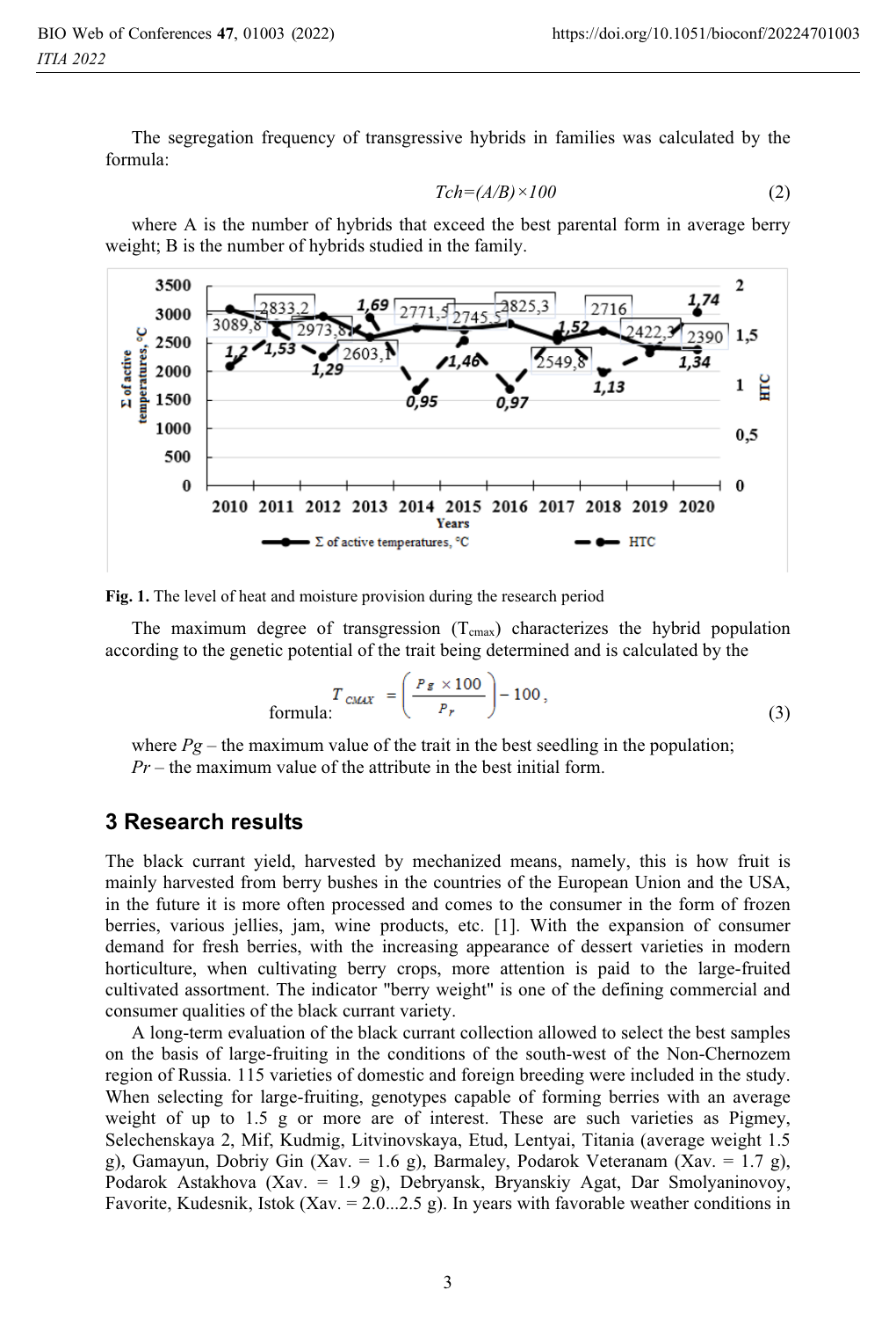The segregation frequency of transgressive hybrids in families was calculated by the formula:

$$Tch=(A/B)\times 100 \quad (2)$$

where A is the number of hybrids that exceed the best parental form in average berry weight; B is the number of hybrids studied in the family.

**Fig. 1.** The level of heat and moisture provision during the research period

The maximum degree of transgression ($T_{cmax}$) characterizes the hybrid population according to the genetic potential of the trait being determined and is calculated by the formula:

$$T_{CMAX} = \left(\frac{P_g \times 100}{P_r}\right) - 100, \quad (3)$$

where $Pg$ – the maximum value of the trait in the best seedling in the population;
$Pr$ – the maximum value of the attribute in the best initial form.

## 3 Research results

The black currant yield, harvested by mechanized means, namely, this is how fruit is mainly harvested from berry bushes in the countries of the European Union and the USA, in the future it is more often processed and comes to the consumer in the form of frozen berries, various jellies, jam, wine products, etc. [1]. With the expansion of consumer demand for fresh berries, with the increasing appearance of dessert varieties in modern horticulture, when cultivating berry crops, more attention is paid to the large-fruited cultivated assortment. The indicator "berry weight" is one of the defining commercial and consumer qualities of the black currant variety.

A long-term evaluation of the black currant collection allowed to select the best samples on the basis of large-fruiting in the conditions of the south-west of the Non-Chernozem region of Russia. 115 varieties of domestic and foreign breeding were included in the study. When selecting for large-fruiting, genotypes capable of forming berries with an average weight of up to 1.5 g or more are of interest. These are such varieties as Pigmey, Selechenskaya 2, Mif, Kudmig, Litvinovskaya, Etud, Lentyai, Titania (average weight 1.5 g), Gamayun, Dobriy Gin (Xav. = 1.6 g), Barmaley, Podarok Veteranam (Xav. = 1.7 g), Podarok Astakhova (Xav. = 1.9 g), Debryansk, Bryanskiy Agat, Dar Smolyaninovoy, Favorite, Kudesnik, Istok (Xav. = 2.0...2.5 g). In years with favorable weather conditions in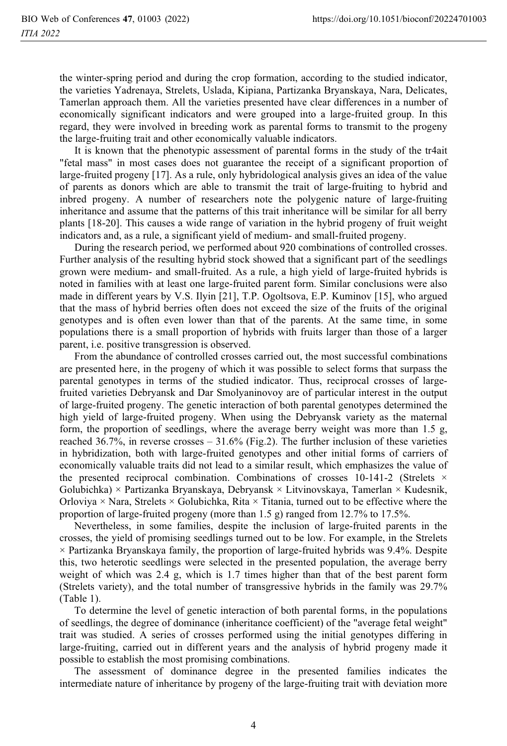the winter-spring period and during the crop formation, according to the studied indicator, the varieties Yadrenaya, Strelets, Uslada, Kipiana, Partizanka Bryanskaya, Nara, Delicates, Tamerlan approach them. All the varieties presented have clear differences in a number of economically significant indicators and were grouped into a large-fruited group. In this regard, they were involved in breeding work as parental forms to transmit to the progeny the large-fruiting trait and other economically valuable indicators.

It is known that the phenotypic assessment of parental forms in the study of the tr4ait "fetal mass" in most cases does not guarantee the receipt of a significant proportion of large-fruited progeny [17]. As a rule, only hybridological analysis gives an idea of the value of parents as donors which are able to transmit the trait of large-fruiting to hybrid and inbred progeny. A number of researchers note the polygenic nature of large-fruiting inheritance and assume that the patterns of this trait inheritance will be similar for all berry plants [18-20]. This causes a wide range of variation in the hybrid progeny of fruit weight indicators and, as a rule, a significant yield of medium- and small-fruited progeny.

During the research period, we performed about 920 combinations of controlled crosses. Further analysis of the resulting hybrid stock showed that a significant part of the seedlings grown were medium- and small-fruited. As a rule, a high yield of large-fruited hybrids is noted in families with at least one large-fruited parent form. Similar conclusions were also made in different years by V.S. Ilyin [21], T.P. Ogoltsova, E.P. Kuminov [15], who argued that the mass of hybrid berries often does not exceed the size of the fruits of the original genotypes and is often even lower than that of the parents. At the same time, in some populations there is a small proportion of hybrids with fruits larger than those of a larger parent, i.e. positive transgression is observed.

From the abundance of controlled crosses carried out, the most successful combinations are presented here, in the progeny of which it was possible to select forms that surpass the parental genotypes in terms of the studied indicator. Thus, reciprocal crosses of large-fruited varieties Debryansk and Dar Smolyaninovoy are of particular interest in the output of large-fruited progeny. The genetic interaction of both parental genotypes determined the high yield of large-fruited progeny. When using the Debryansk variety as the maternal form, the proportion of seedlings, where the average berry weight was more than 1.5 g, reached 36.7%, in reverse crosses – 31.6% (Fig.2). The further inclusion of these varieties in hybridization, both with large-fruited genotypes and other initial forms of carriers of economically valuable traits did not lead to a similar result, which emphasizes the value of the presented reciprocal combination. Combinations of crosses 10-141-2 (Strelets × Golubichka) × Partizanka Bryanskaya, Debryansk × Litvinovskaya, Tamerlan × Kudesnik, Orloviya × Nara, Strelets × Golubichka, Rita × Titania, turned out to be effective where the proportion of large-fruited progeny (more than 1.5 g) ranged from 12.7% to 17.5%.

Nevertheless, in some families, despite the inclusion of large-fruited parents in the crosses, the yield of promising seedlings turned out to be low. For example, in the Strelets × Partizanka Bryanskaya family, the proportion of large-fruited hybrids was 9.4%. Despite this, two heterotic seedlings were selected in the presented population, the average berry weight of which was 2.4 g, which is 1.7 times higher than that of the best parent form (Strelets variety), and the total number of transgressive hybrids in the family was 29.7% (Table 1).

To determine the level of genetic interaction of both parental forms, in the populations of seedlings, the degree of dominance (inheritance coefficient) of the "average fetal weight" trait was studied. A series of crosses performed using the initial genotypes differing in large-fruiting, carried out in different years and the analysis of hybrid progeny made it possible to establish the most promising combinations.

The assessment of dominance degree in the presented families indicates the intermediate nature of inheritance by progeny of the large-fruiting trait with deviation more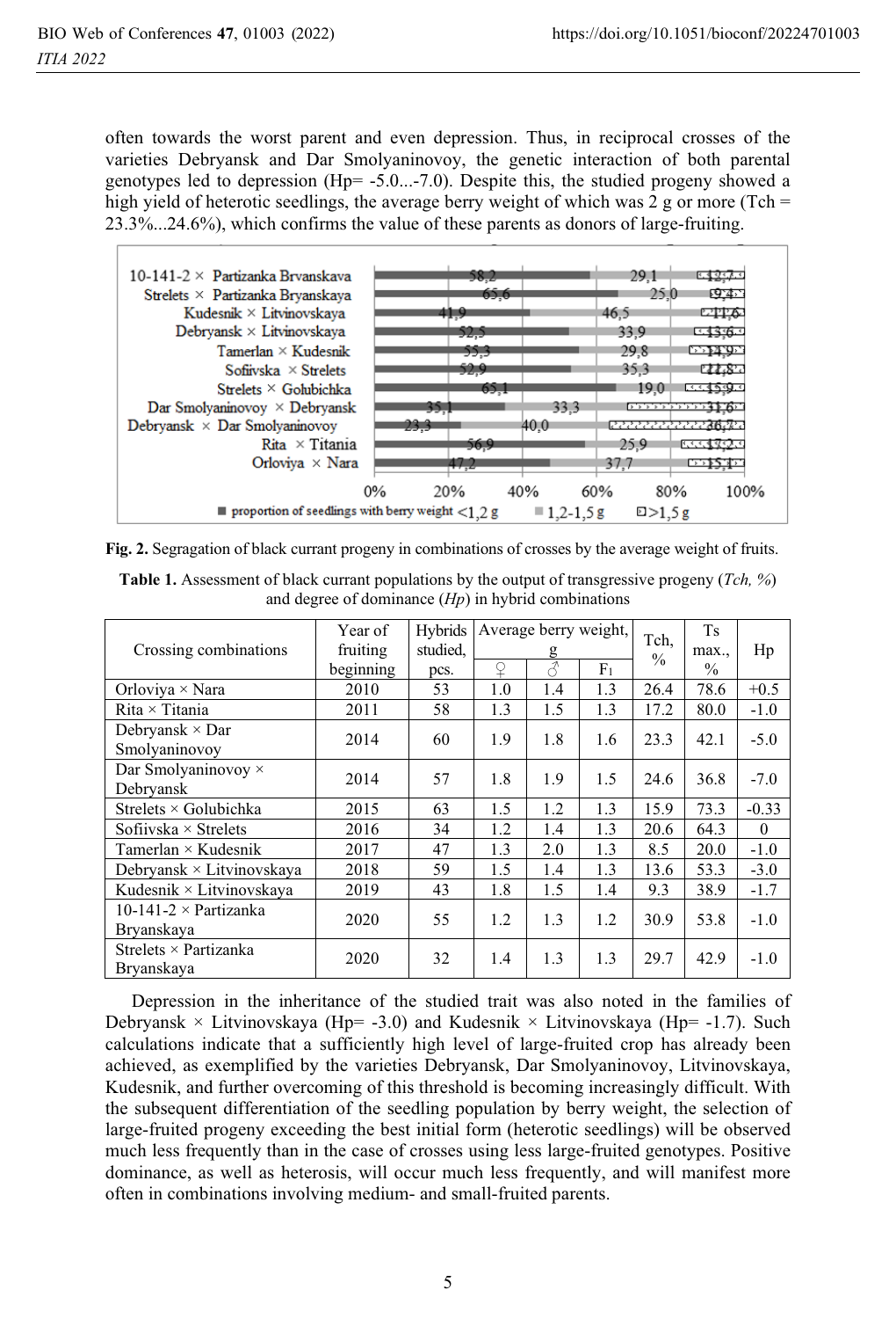often towards the worst parent and even depression. Thus, in reciprocal crosses of the varieties Debryansk and Dar Smolyaninovoy, the genetic interaction of both parental genotypes led to depression (Hp= -5.0...-7.0). Despite this, the studied progeny showed a high yield of heterotic seedlings, the average berry weight of which was 2 g or more (Tch = 23.3%...24.6%), which confirms the value of these parents as donors of large-fruiting.

| Crossing combination | proportion of seedlings with berry weight <1,2 g | 1,2-1,5 g | >1,5 g |
|---|---|---|---|
| 10-141-2 × Partizanka Brvanskaya | 58,2 | 29,1 | 12,7 |
| Strelets × Partizanka Bryanskaya | 65,6 | 25,0 | 9,4 |
| Kudesnik × Litvinovskaya | 41,9 | 46,5 | 11,6 |
| Debryansk × Litvinovskaya | 52,5 | 33,9 | 13,6 |
| Tamerlan × Kudesnik | 55,3 | 29,8 | 14,9 |
| Sofiivska × Strelets | 52,9 | 35,3 | 11,8 |
| Strelets × Golubichka | 65,1 | 19,0 | 15,9 |
| Dar Smolyaninovoy × Debryansk | 35,1 | 33,3 | 31,6 |
| Debryansk × Dar Smolyaninovoy | 23,3 | 40,0 | 36,7 |
| Rita × Titania | 56,9 | 25,9 | 17,2 |
| Orloviya × Nara | 47,2 | 37,7 | 15,1 |

**Fig. 2.** Segragation of black currant progeny in combinations of crosses by the average weight of fruits.

**Table 1.** Assessment of black currant populations by the output of transgressive progeny (*Tch, %*) and degree of dominance (*Hp*) in hybrid combinations

| Crossing combinations | Year of fruiting beginning | Hybrids studied, pcs. | Average berry weight, g | | | Tch, % | Ts max., % | Hp |
|---|---|---|---|---|---|---|---|---|
| | | | ♀ | ♂ | $F_1$ | | | |
| Orloviya × Nara | 2010 | 53 | 1.0 | 1.4 | 1.3 | 26.4 | 78.6 | +0.5 |
| Rita × Titania | 2011 | 58 | 1.3 | 1.5 | 1.3 | 17.2 | 80.0 | -1.0 |
| Debryansk × Dar Smolyaninovoy | 2014 | 60 | 1.9 | 1.8 | 1.6 | 23.3 | 42.1 | -5.0 |
| Dar Smolyaninovoy × Debryansk | 2014 | 57 | 1.8 | 1.9 | 1.5 | 24.6 | 36.8 | -7.0 |
| Strelets × Golubichka | 2015 | 63 | 1.5 | 1.2 | 1.3 | 15.9 | 73.3 | -0.33 |
| Sofiivska × Strelets | 2016 | 34 | 1.2 | 1.4 | 1.3 | 20.6 | 64.3 | 0 |
| Tamerlan × Kudesnik | 2017 | 47 | 1.3 | 2.0 | 1.3 | 8.5 | 20.0 | -1.0 |
| Debryansk × Litvinovskaya | 2018 | 59 | 1.5 | 1.4 | 1.3 | 13.6 | 53.3 | -3.0 |
| Kudesnik × Litvinovskaya | 2019 | 43 | 1.8 | 1.5 | 1.4 | 9.3 | 38.9 | -1.7 |
| 10-141-2 × Partizanka Bryanskaya | 2020 | 55 | 1.2 | 1.3 | 1.2 | 30.9 | 53.8 | -1.0 |
| Strelets × Partizanka Bryanskaya | 2020 | 32 | 1.4 | 1.3 | 1.3 | 29.7 | 42.9 | -1.0 |

Depression in the inheritance of the studied trait was also noted in the families of Debryansk × Litvinovskaya (Hp= -3.0) and Kudesnik × Litvinovskaya (Hp= -1.7). Such calculations indicate that a sufficiently high level of large-fruited crop has already been achieved, as exemplified by the varieties Debryansk, Dar Smolyaninovoy, Litvinovskaya, Kudesnik, and further overcoming of this threshold is becoming increasingly difficult. With the subsequent differentiation of the seedling population by berry weight, the selection of large-fruited progeny exceeding the best initial form (heterotic seedlings) will be observed much less frequently than in the case of crosses using less large-fruited genotypes. Positive dominance, as well as heterosis, will occur much less frequently, and will manifest more often in combinations involving medium- and small-fruited parents.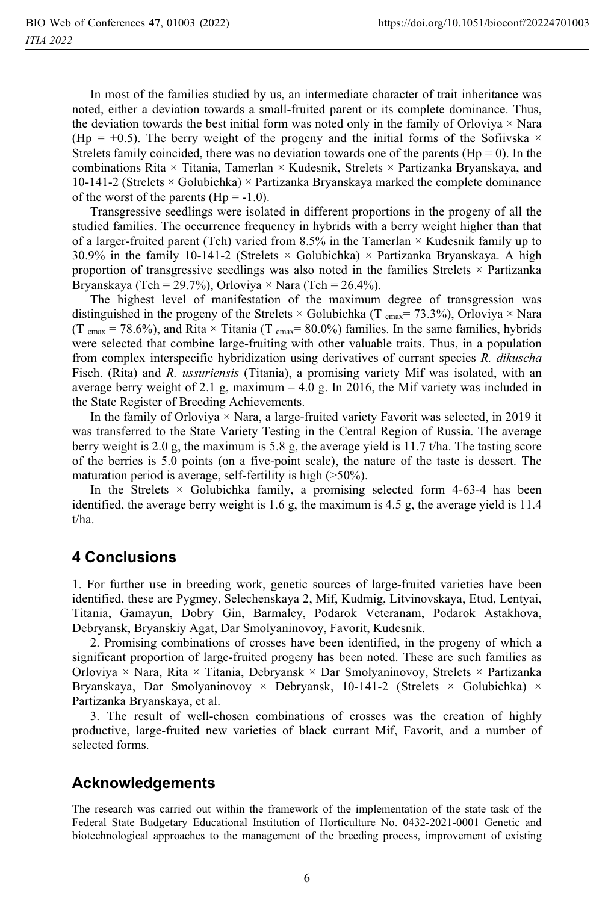In most of the families studied by us, an intermediate character of trait inheritance was noted, either a deviation towards a small-fruited parent or its complete dominance. Thus, the deviation towards the best initial form was noted only in the family of Orloviya × Nara (Hp = +0.5). The berry weight of the progeny and the initial forms of the Sofiivska × Strelets family coincided, there was no deviation towards one of the parents (Hp = 0). In the combinations Rita × Titania, Tamerlan × Kudesnik, Strelets × Partizanka Bryanskaya, and 10-141-2 (Strelets × Golubichka) × Partizanka Bryanskaya marked the complete dominance of the worst of the parents (Hp = -1.0).

Transgressive seedlings were isolated in different proportions in the progeny of all the studied families. The occurrence frequency in hybrids with a berry weight higher than that of a larger-fruited parent (Tch) varied from 8.5% in the Tamerlan × Kudesnik family up to 30.9% in the family 10-141-2 (Strelets × Golubichka) × Partizanka Bryanskaya. A high proportion of transgressive seedlings was also noted in the families Strelets × Partizanka Bryanskaya (Tch = 29.7%), Orloviya × Nara (Tch = 26.4%).

The highest level of manifestation of the maximum degree of transgression was distinguished in the progeny of the Strelets × Golubichka ($T_{cmax}$= 73.3%), Orloviya × Nara ($T_{cmax}$ = 78.6%), and Rita × Titania ($T_{cmax}$= 80.0%) families. In the same families, hybrids were selected that combine large-fruiting with other valuable traits. Thus, in a population from complex interspecific hybridization using derivatives of currant species *R. dikuscha* Fisch. (Rita) and *R. ussuriensis* (Titania), a promising variety Mif was isolated, with an average berry weight of 2.1 g, maximum – 4.0 g. In 2016, the Mif variety was included in the State Register of Breeding Achievements.

In the family of Orloviya × Nara, a large-fruited variety Favorit was selected, in 2019 it was transferred to the State Variety Testing in the Central Region of Russia. The average berry weight is 2.0 g, the maximum is 5.8 g, the average yield is 11.7 t/ha. The tasting score of the berries is 5.0 points (on a five-point scale), the nature of the taste is dessert. The maturation period is average, self-fertility is high (>50%).

In the Strelets × Golubichka family, a promising selected form 4-63-4 has been identified, the average berry weight is 1.6 g, the maximum is 4.5 g, the average yield is 11.4 t/ha.

## 4 Conclusions

1. For further use in breeding work, genetic sources of large-fruited varieties have been identified, these are Pygmey, Selechenskaya 2, Mif, Kudmig, Litvinovskaya, Etud, Lentyai, Titania, Gamayun, Dobry Gin, Barmaley, Podarok Veteranam, Podarok Astakhova, Debryansk, Bryanskiy Agat, Dar Smolyaninovoy, Favorit, Kudesnik.

2. Promising combinations of crosses have been identified, in the progeny of which a significant proportion of large-fruited progeny has been noted. These are such families as Orloviya × Nara, Rita × Titania, Debryansk × Dar Smolyaninovoy, Strelets × Partizanka Bryanskaya, Dar Smolyaninovoy × Debryansk, 10-141-2 (Strelets × Golubichka) × Partizanka Bryanskaya, et al.

3. The result of well-chosen combinations of crosses was the creation of highly productive, large-fruited new varieties of black currant Mif, Favorit, and a number of selected forms.

## Acknowledgements

The research was carried out within the framework of the implementation of the state task of the Federal State Budgetary Educational Institution of Horticulture No. 0432-2021-0001 Genetic and biotechnological approaches to the management of the breeding process, improvement of existing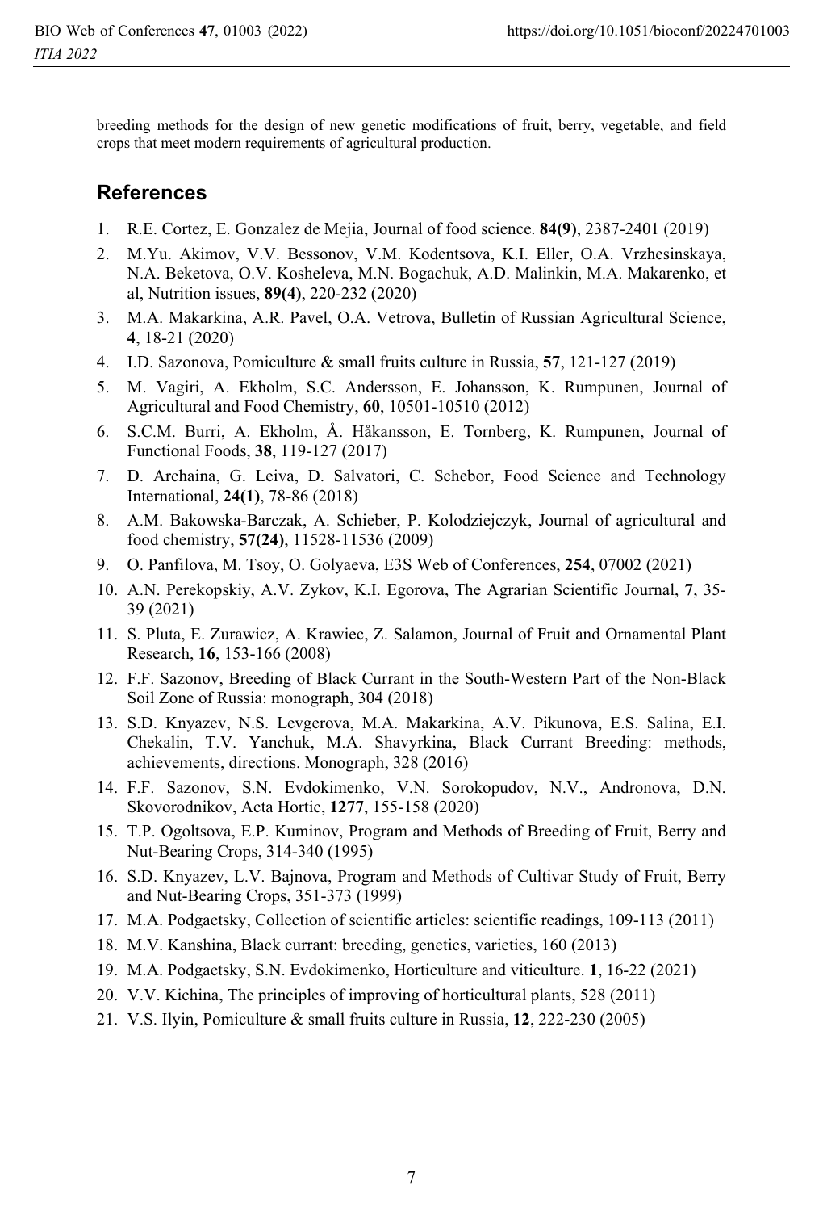breeding methods for the design of new genetic modifications of fruit, berry, vegetable, and field crops that meet modern requirements of agricultural production.

## References

1. R.E. Cortez, E. Gonzalez de Mejia, Journal of food science. **84(9)**, 2387-2401 (2019)
2. M.Yu. Akimov, V.V. Bessonov, V.M. Kodentsova, K.I. Eller, O.A. Vrzhesinskaya, N.A. Beketova, O.V. Kosheleva, M.N. Bogachuk, A.D. Malinkin, M.A. Makarenko, et al, Nutrition issues, **89(4)**, 220-232 (2020)
3. M.A. Makarkina, A.R. Pavel, O.A. Vetrova, Bulletin of Russian Agricultural Science, **4**, 18-21 (2020)
4. I.D. Sazonova, Pomiculture & small fruits culture in Russia, **57**, 121-127 (2019)
5. M. Vagiri, A. Ekholm, S.C. Andersson, E. Johansson, K. Rumpunen, Journal of Agricultural and Food Chemistry, **60**, 10501-10510 (2012)
6. S.C.M. Burri, A. Ekholm, Å. Håkansson, E. Tornberg, K. Rumpunen, Journal of Functional Foods, **38**, 119-127 (2017)
7. D. Archaina, G. Leiva, D. Salvatori, C. Schebor, Food Science and Technology International, **24(1)**, 78-86 (2018)
8. A.M. Bakowska-Barczak, A. Schieber, P. Kolodziejczyk, Journal of agricultural and food chemistry, **57(24)**, 11528-11536 (2009)
9. O. Panfilova, M. Tsoy, O. Golyaeva, E3S Web of Conferences, **254**, 07002 (2021)
10. A.N. Perekopskiy, A.V. Zykov, K.I. Egorova, The Agrarian Scientific Journal, **7**, 35-39 (2021)
11. S. Pluta, E. Zurawicz, A. Krawiec, Z. Salamon, Journal of Fruit and Ornamental Plant Research, **16**, 153-166 (2008)
12. F.F. Sazonov, Breeding of Black Currant in the South-Western Part of the Non-Black Soil Zone of Russia: monograph, 304 (2018)
13. S.D. Knyazev, N.S. Levgerova, M.A. Makarkina, A.V. Pikunova, E.S. Salina, E.I. Chekalin, T.V. Yanchuk, M.A. Shavyrkina, Black Currant Breeding: methods, achievements, directions. Monograph, 328 (2016)
14. F.F. Sazonov, S.N. Evdokimenko, V.N. Sorokopudov, N.V., Andronova, D.N. Skovorodnikov, Acta Hortic, **1277**, 155-158 (2020)
15. T.P. Ogoltsova, E.P. Kuminov, Program and Methods of Breeding of Fruit, Berry and Nut-Bearing Crops, 314-340 (1995)
16. S.D. Knyazev, L.V. Bajnova, Program and Methods of Cultivar Study of Fruit, Berry and Nut-Bearing Crops, 351-373 (1999)
17. M.A. Podgaetsky, Collection of scientific articles: scientific readings, 109-113 (2011)
18. M.V. Kanshina, Black currant: breeding, genetics, varieties, 160 (2013)
19. M.A. Podgaetsky, S.N. Evdokimenko, Horticulture and viticulture. **1**, 16-22 (2021)
20. V.V. Kichina, The principles of improving of horticultural plants, 528 (2011)
21. V.S. Ilyin, Pomiculture & small fruits culture in Russia, **12**, 222-230 (2005)